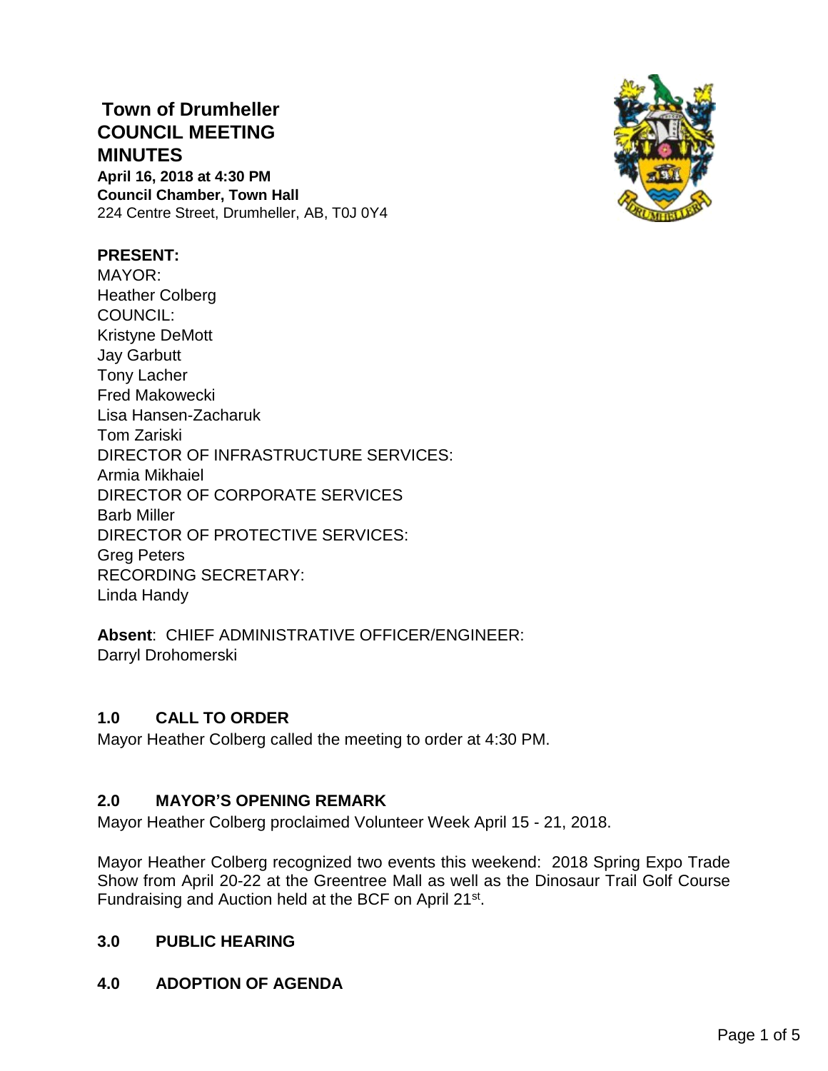# Town of Drumheller COUNCIL MEETING MINUTES

**April 16, 2018 at 4:30 PM**
**Council Chamber, Town Hall**
224 Centre Street, Drumheller, AB, T0J 0Y4

**PRESENT:**
MAYOR:
Heather Colberg
COUNCIL:
Kristyne DeMott
Jay Garbutt
Tony Lacher
Fred Makowecki
Lisa Hansen-Zacharuk
Tom Zariski
DIRECTOR OF INFRASTRUCTURE SERVICES:
Armia Mikhaiel
DIRECTOR OF CORPORATE SERVICES
Barb Miller
DIRECTOR OF PROTECTIVE SERVICES:
Greg Peters
RECORDING SECRETARY:
Linda Handy

**Absent**: CHIEF ADMINISTRATIVE OFFICER/ENGINEER:
Darryl Drohomerski

## 1.0 CALL TO ORDER

Mayor Heather Colberg called the meeting to order at 4:30 PM.

## 2.0 MAYOR'S OPENING REMARK

Mayor Heather Colberg proclaimed Volunteer Week April 15 - 21, 2018.

Mayor Heather Colberg recognized two events this weekend: 2018 Spring Expo Trade Show from April 20-22 at the Greentree Mall as well as the Dinosaur Trail Golf Course Fundraising and Auction held at the BCF on April 21st.

## 3.0 PUBLIC HEARING

## 4.0 ADOPTION OF AGENDA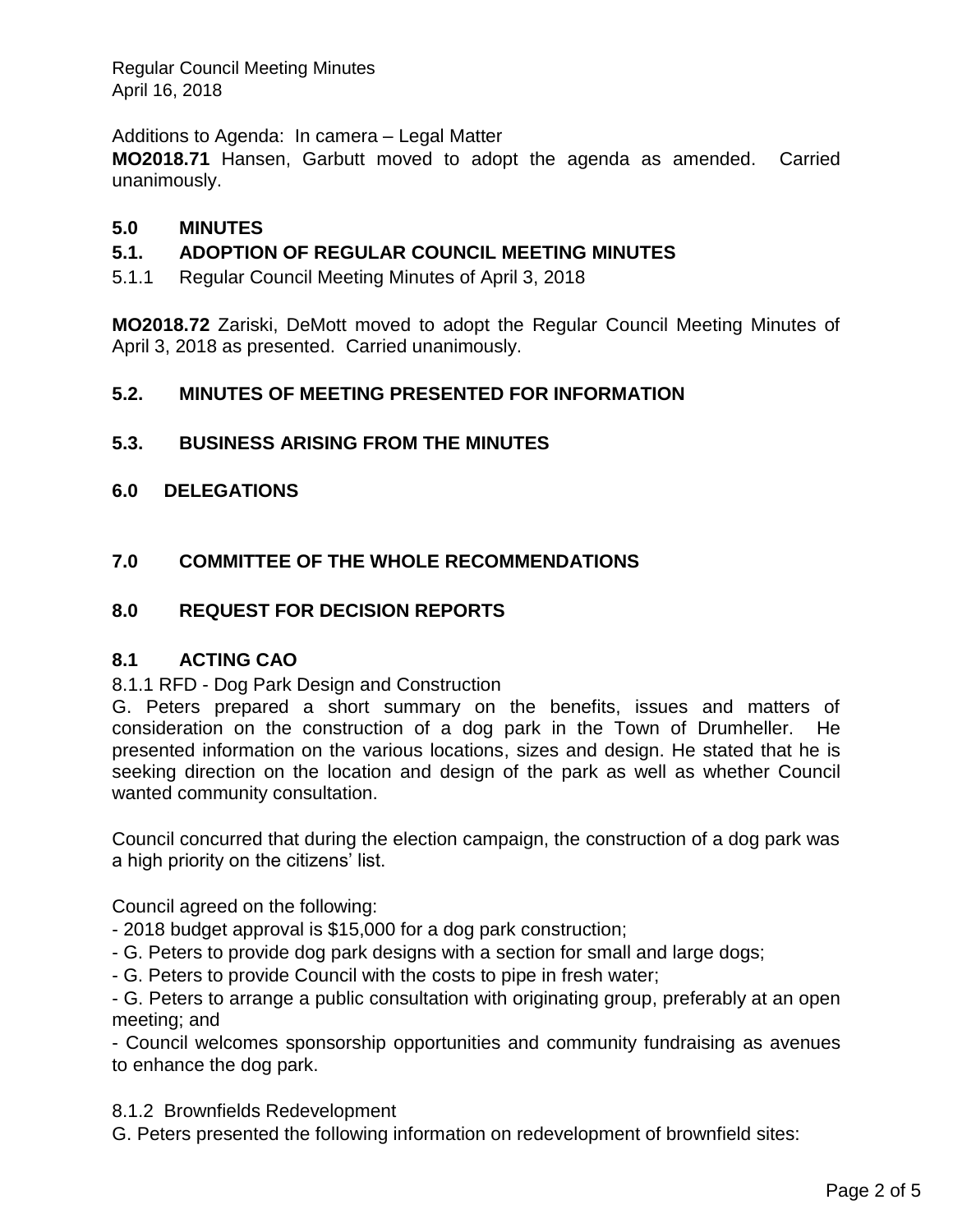Additions to Agenda: In camera – Legal Matter

**MO2018.71** Hansen, Garbutt moved to adopt the agenda as amended. Carried unanimously.

## 5.0 MINUTES

### 5.1. ADOPTION OF REGULAR COUNCIL MEETING MINUTES

5.1.1 Regular Council Meeting Minutes of April 3, 2018

**MO2018.72** Zariski, DeMott moved to adopt the Regular Council Meeting Minutes of April 3, 2018 as presented. Carried unanimously.

### 5.2. MINUTES OF MEETING PRESENTED FOR INFORMATION

### 5.3. BUSINESS ARISING FROM THE MINUTES

## 6.0 DELEGATIONS

## 7.0 COMMITTEE OF THE WHOLE RECOMMENDATIONS

## 8.0 REQUEST FOR DECISION REPORTS

### 8.1 ACTING CAO

8.1.1 RFD - Dog Park Design and Construction

G. Peters prepared a short summary on the benefits, issues and matters of consideration on the construction of a dog park in the Town of Drumheller. He presented information on the various locations, sizes and design. He stated that he is seeking direction on the location and design of the park as well as whether Council wanted community consultation.

Council concurred that during the election campaign, the construction of a dog park was a high priority on the citizens' list.

Council agreed on the following:

- 2018 budget approval is $15,000 for a dog park construction;
- G. Peters to provide dog park designs with a section for small and large dogs;
- G. Peters to provide Council with the costs to pipe in fresh water;
- G. Peters to arrange a public consultation with originating group, preferably at an open meeting; and
- Council welcomes sponsorship opportunities and community fundraising as avenues to enhance the dog park.

8.1.2 Brownfields Redevelopment

G. Peters presented the following information on redevelopment of brownfield sites: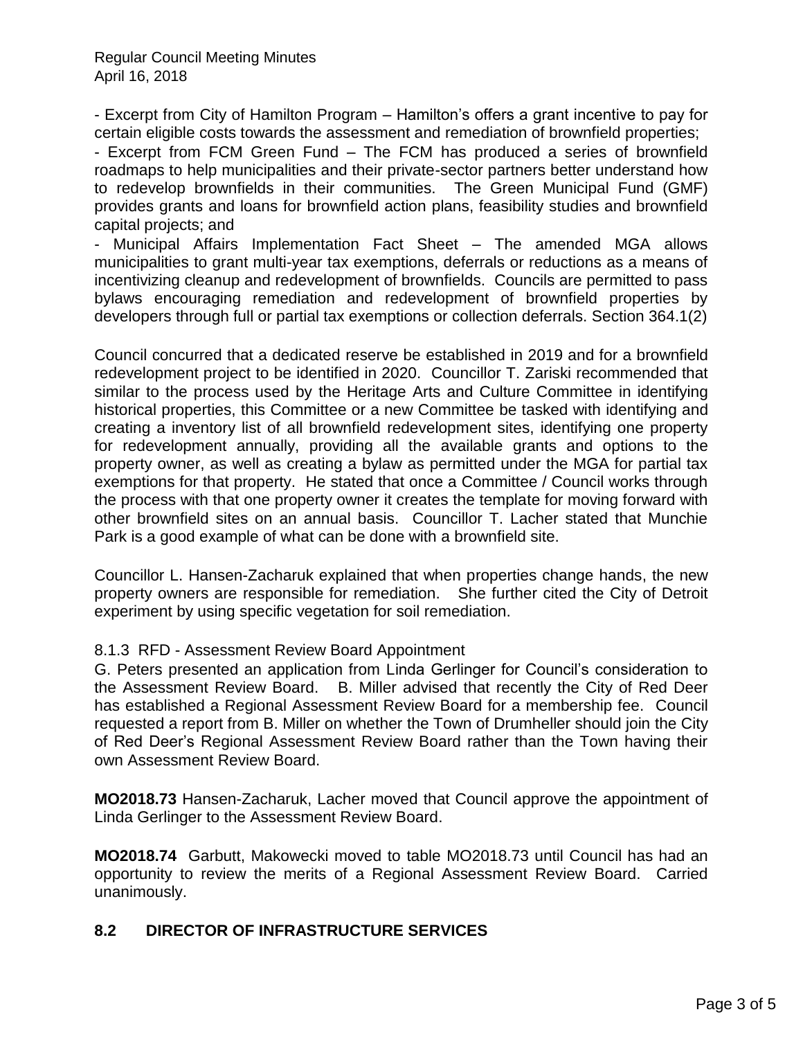- Excerpt from City of Hamilton Program – Hamilton's offers a grant incentive to pay for certain eligible costs towards the assessment and remediation of brownfield properties;

- Excerpt from FCM Green Fund – The FCM has produced a series of brownfield roadmaps to help municipalities and their private-sector partners better understand how to redevelop brownfields in their communities. The Green Municipal Fund (GMF) provides grants and loans for brownfield action plans, feasibility studies and brownfield capital projects; and

- Municipal Affairs Implementation Fact Sheet – The amended MGA allows municipalities to grant multi-year tax exemptions, deferrals or reductions as a means of incentivizing cleanup and redevelopment of brownfields. Councils are permitted to pass bylaws encouraging remediation and redevelopment of brownfield properties by developers through full or partial tax exemptions or collection deferrals. Section 364.1(2)

Council concurred that a dedicated reserve be established in 2019 and for a brownfield redevelopment project to be identified in 2020. Councillor T. Zariski recommended that similar to the process used by the Heritage Arts and Culture Committee in identifying historical properties, this Committee or a new Committee be tasked with identifying and creating a inventory list of all brownfield redevelopment sites, identifying one property for redevelopment annually, providing all the available grants and options to the property owner, as well as creating a bylaw as permitted under the MGA for partial tax exemptions for that property. He stated that once a Committee / Council works through the process with that one property owner it creates the template for moving forward with other brownfield sites on an annual basis. Councillor T. Lacher stated that Munchie Park is a good example of what can be done with a brownfield site.

Councillor L. Hansen-Zacharuk explained that when properties change hands, the new property owners are responsible for remediation. She further cited the City of Detroit experiment by using specific vegetation for soil remediation.

8.1.3 RFD - Assessment Review Board Appointment

G. Peters presented an application from Linda Gerlinger for Council's consideration to the Assessment Review Board. B. Miller advised that recently the City of Red Deer has established a Regional Assessment Review Board for a membership fee. Council requested a report from B. Miller on whether the Town of Drumheller should join the City of Red Deer's Regional Assessment Review Board rather than the Town having their own Assessment Review Board.

**MO2018.73** Hansen-Zacharuk, Lacher moved that Council approve the appointment of Linda Gerlinger to the Assessment Review Board.

**MO2018.74** Garbutt, Makowecki moved to table MO2018.73 until Council has had an opportunity to review the merits of a Regional Assessment Review Board. Carried unanimously.

## 8.2 DIRECTOR OF INFRASTRUCTURE SERVICES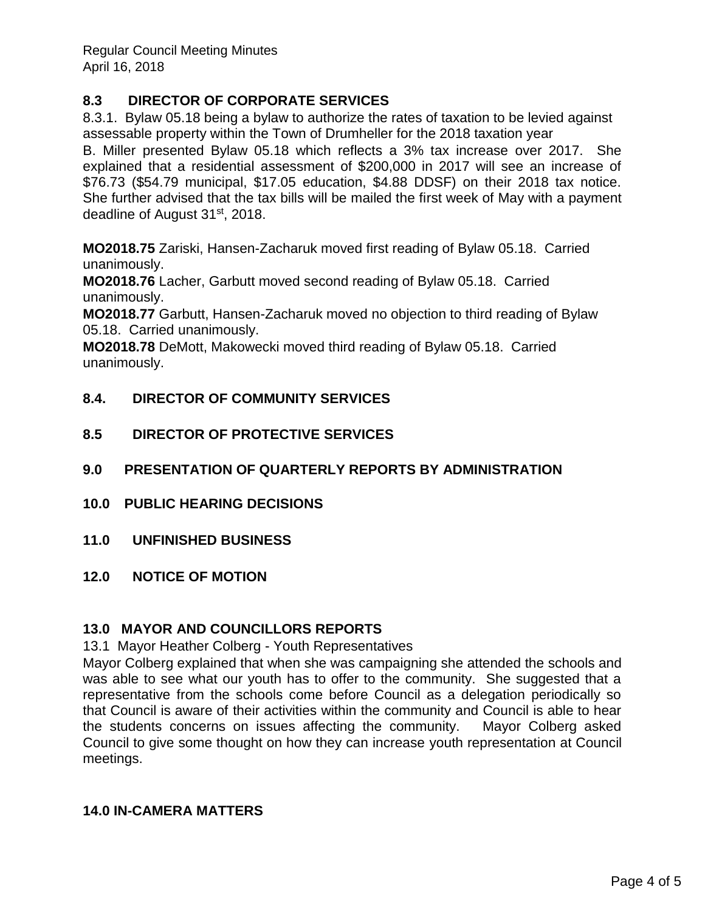## 8.3 DIRECTOR OF CORPORATE SERVICES

8.3.1. Bylaw 05.18 being a bylaw to authorize the rates of taxation to be levied against assessable property within the Town of Drumheller for the 2018 taxation year

B. Miller presented Bylaw 05.18 which reflects a 3% tax increase over 2017. She explained that a residential assessment of $200,000 in 2017 will see an increase of $76.73 ($54.79 municipal, $17.05 education, $4.88 DDSF) on their 2018 tax notice. She further advised that the tax bills will be mailed the first week of May with a payment deadline of August 31st, 2018.

**MO2018.75** Zariski, Hansen-Zacharuk moved first reading of Bylaw 05.18. Carried unanimously.

**MO2018.76** Lacher, Garbutt moved second reading of Bylaw 05.18. Carried unanimously.

**MO2018.77** Garbutt, Hansen-Zacharuk moved no objection to third reading of Bylaw 05.18. Carried unanimously.

**MO2018.78** DeMott, Makowecki moved third reading of Bylaw 05.18. Carried unanimously.

## 8.4. DIRECTOR OF COMMUNITY SERVICES

## 8.5 DIRECTOR OF PROTECTIVE SERVICES

## 9.0 PRESENTATION OF QUARTERLY REPORTS BY ADMINISTRATION

## 10.0 PUBLIC HEARING DECISIONS

## 11.0 UNFINISHED BUSINESS

## 12.0 NOTICE OF MOTION

## 13.0 MAYOR AND COUNCILLORS REPORTS

13.1 Mayor Heather Colberg - Youth Representatives

Mayor Colberg explained that when she was campaigning she attended the schools and was able to see what our youth has to offer to the community. She suggested that a representative from the schools come before Council as a delegation periodically so that Council is aware of their activities within the community and Council is able to hear the students concerns on issues affecting the community. Mayor Colberg asked Council to give some thought on how they can increase youth representation at Council meetings.

## 14.0 IN-CAMERA MATTERS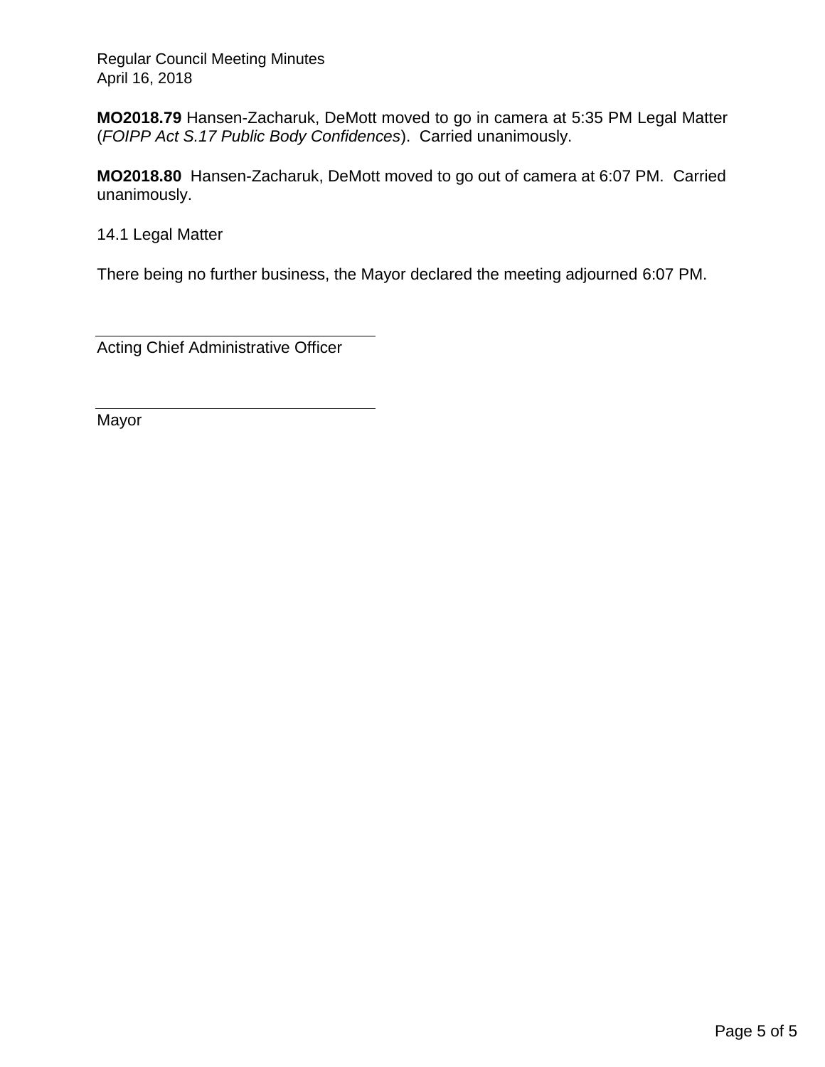**MO2018.79** Hansen-Zacharuk, DeMott moved to go in camera at 5:35 PM Legal Matter (*FOIPP Act S.17 Public Body Confidences*). Carried unanimously.

**MO2018.80** Hansen-Zacharuk, DeMott moved to go out of camera at 6:07 PM. Carried unanimously.

14.1 Legal Matter

There being no further business, the Mayor declared the meeting adjourned 6:07 PM.

\_\_\_\_\_\_\_\_\_\_\_\_\_\_\_\_\_\_\_\_\_\_\_\_\_\_\_\_\_\_\_\_\_\_

Acting Chief Administrative Officer

\_\_\_\_\_\_\_\_\_\_\_\_\_\_\_\_\_\_\_\_\_\_\_\_\_\_\_\_\_\_\_\_\_\_

Mayor